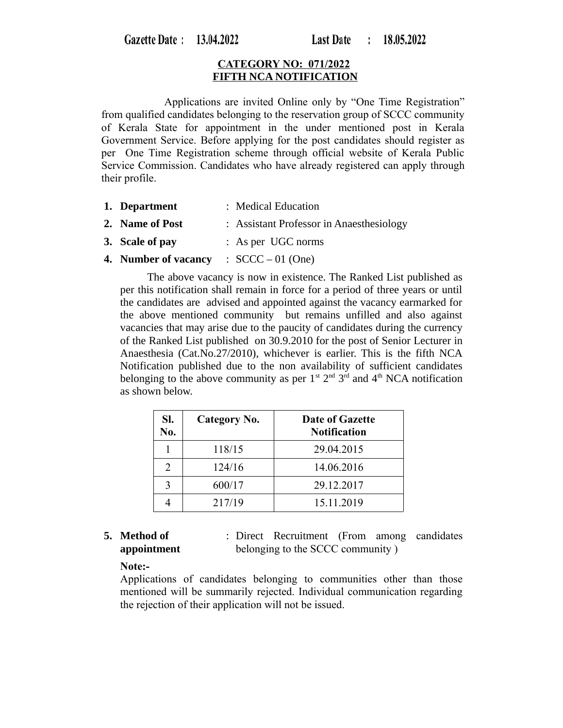**Gazette Date : 13.04.2022 Last Date : 18.05.2022**

**CATEGORY NO: 071/2022**
**FIFTH NCA NOTIFICATION**

Applications are invited Online only by "One Time Registration" from qualified candidates belonging to the reservation group of SCCC community of Kerala State for appointment in the under mentioned post in Kerala Government Service. Before applying for the post candidates should register as per One Time Registration scheme through official website of Kerala Public Service Commission. Candidates who have already registered can apply through their profile.

1. **Department** : Medical Education
2. **Name of Post** : Assistant Professor in Anaesthesiology
3. **Scale of pay** : As per UGC norms
4. **Number of vacancy** : SCCC – 01 (One)

   The above vacancy is now in existence. The Ranked List published as per this notification shall remain in force for a period of three years or until the candidates are advised and appointed against the vacancy earmarked for the above mentioned community but remains unfilled and also against vacancies that may arise due to the paucity of candidates during the currency of the Ranked List published on 30.9.2010 for the post of Senior Lecturer in Anaesthesia (Cat.No.27/2010), whichever is earlier. This is the fifth NCA Notification published due to the non availability of sufficient candidates belonging to the above community as per 1st 2nd 3rd and 4th NCA notification as shown below.

| Sl. No. | Category No. | Date of Gazette Notification |
|---|---|---|
| 1 | 118/15 | 29.04.2015 |
| 2 | 124/16 | 14.06.2016 |
| 3 | 600/17 | 29.12.2017 |
| 4 | 217/19 | 15.11.2019 |

5. **Method of appointment** : Direct Recruitment (From among candidates belonging to the SCCC community )

   **Note:-**
   Applications of candidates belonging to communities other than those mentioned will be summarily rejected. Individual communication regarding the rejection of their application will not be issued.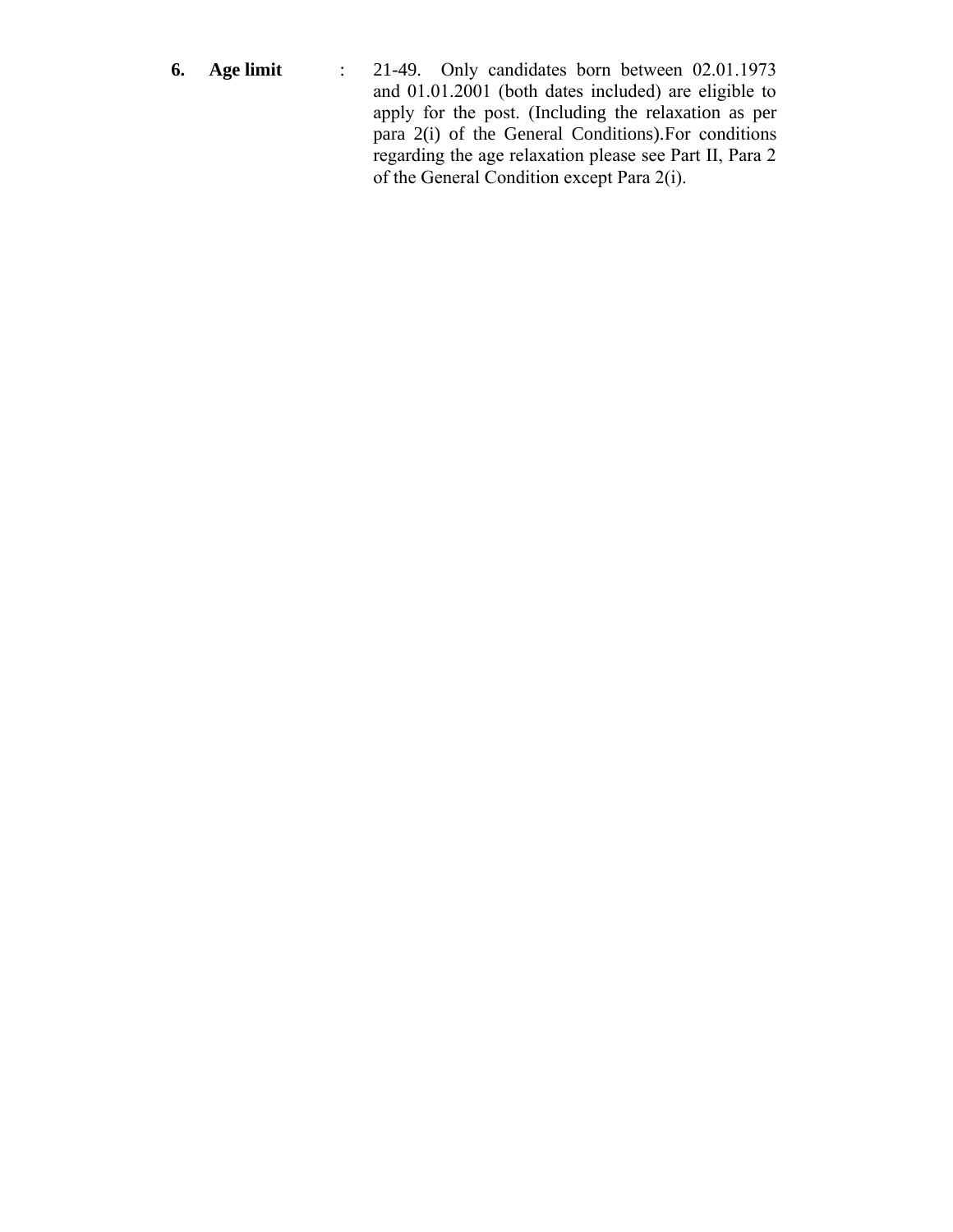**6.** **Age limit** : 21-49. Only candidates born between 02.01.1973 and 01.01.2001 (both dates included) are eligible to apply for the post. (Including the relaxation as per para 2(i) of the General Conditions).For conditions regarding the age relaxation please see Part II, Para 2 of the General Condition except Para 2(i).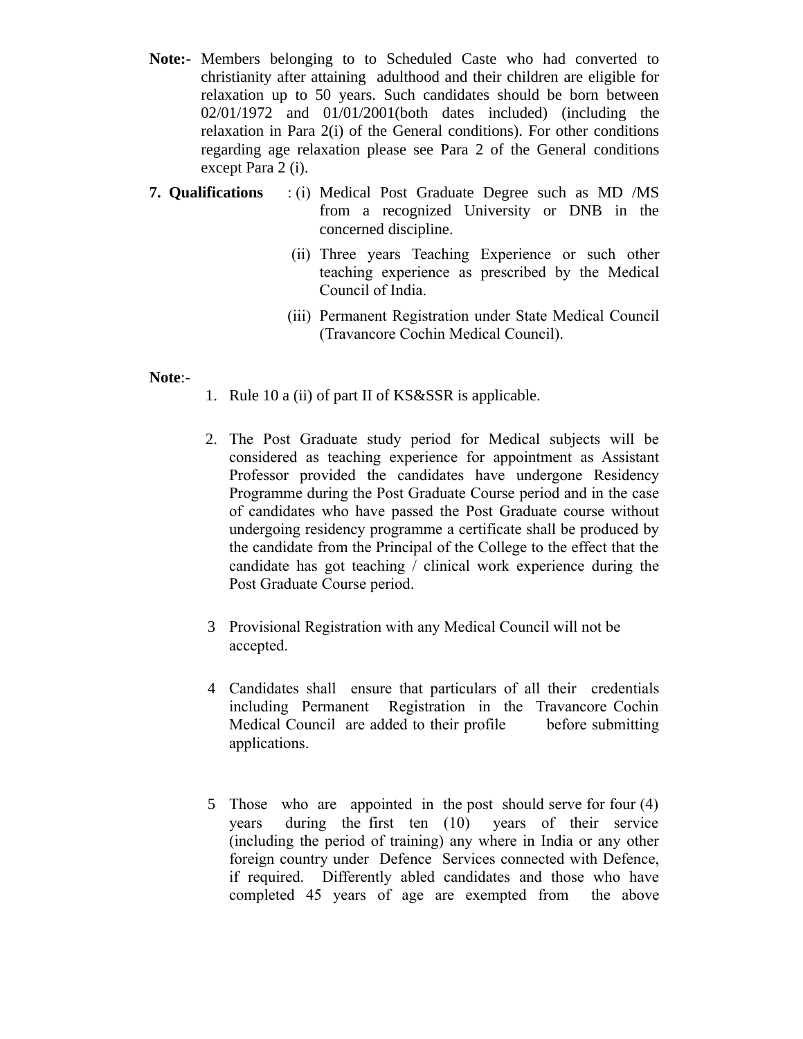**Note:-** Members belonging to to Scheduled Caste who had converted to christianity after attaining adulthood and their children are eligible for relaxation up to 50 years. Such candidates should be born between 02/01/1972 and 01/01/2001(both dates included) (including the relaxation in Para 2(i) of the General conditions). For other conditions regarding age relaxation please see Para 2 of the General conditions except Para 2 (i).

**7. Qualifications** :

(i) Medical Post Graduate Degree such as MD /MS from a recognized University or DNB in the concerned discipline.

(ii) Three years Teaching Experience or such other teaching experience as prescribed by the Medical Council of India.

(iii) Permanent Registration under State Medical Council (Travancore Cochin Medical Council).

**Note**:-

1. Rule 10 a (ii) of part II of KS&SSR is applicable.

2. The Post Graduate study period for Medical subjects will be considered as teaching experience for appointment as Assistant Professor provided the candidates have undergone Residency Programme during the Post Graduate Course period and in the case of candidates who have passed the Post Graduate course without undergoing residency programme a certificate shall be produced by the candidate from the Principal of the College to the effect that the candidate has got teaching / clinical work experience during the Post Graduate Course period.

3. Provisional Registration with any Medical Council will not be accepted.

4. Candidates shall ensure that particulars of all their credentials including Permanent Registration in the Travancore Cochin Medical Council are added to their profile before submitting applications.

5. Those who are appointed in the post should serve for four (4) years during the first ten (10) years of their service (including the period of training) any where in India or any other foreign country under Defence Services connected with Defence, if required. Differently abled candidates and those who have completed 45 years of age are exempted from the above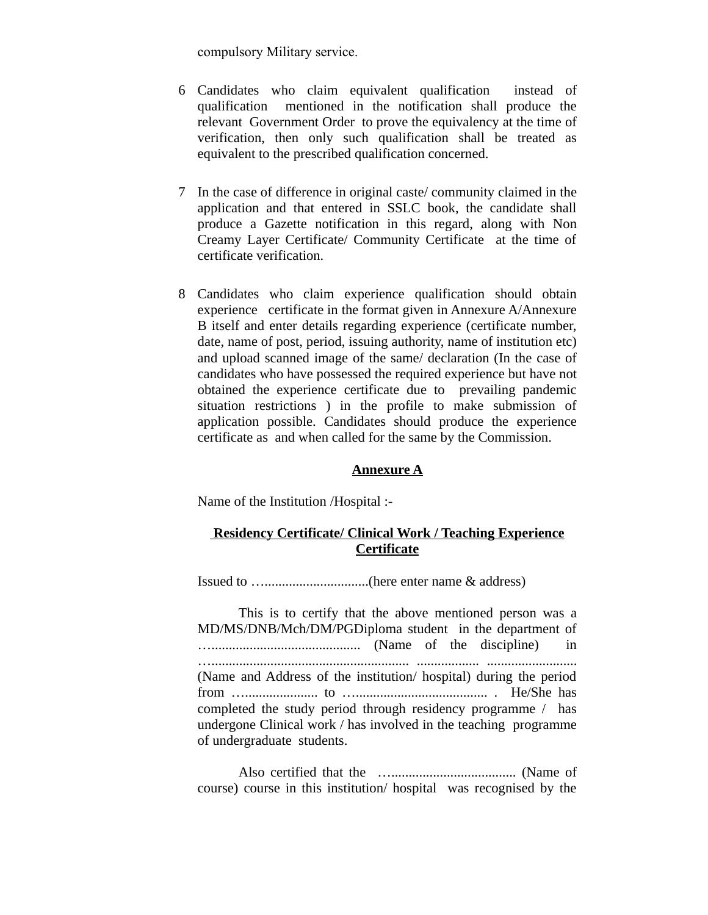compulsory Military service.

6. Candidates who claim equivalent qualification instead of qualification mentioned in the notification shall produce the relevant Government Order to prove the equivalency at the time of verification, then only such qualification shall be treated as equivalent to the prescribed qualification concerned.

7. In the case of difference in original caste/ community claimed in the application and that entered in SSLC book, the candidate shall produce a Gazette notification in this regard, along with Non Creamy Layer Certificate/ Community Certificate at the time of certificate verification.

8. Candidates who claim experience qualification should obtain experience certificate in the format given in Annexure A/Annexure B itself and enter details regarding experience (certificate number, date, name of post, period, issuing authority, name of institution etc) and upload scanned image of the same/ declaration (In the case of candidates who have possessed the required experience but have not obtained the experience certificate due to prevailing pandemic situation restrictions ) in the profile to make submission of application possible. Candidates should produce the experience certificate as and when called for the same by the Commission.

## Annexure A

Name of the Institution /Hospital :-

### Residency Certificate/ Clinical Work / Teaching Experience Certificate

Issued to …..............................(here enter name & address)

This is to certify that the above mentioned person was a MD/MS/DNB/Mch/DM/PGDiploma student in the department of …......................................... (Name of the discipline) in ….................................................... .................. .......................... (Name and Address of the institution/ hospital) during the period from ….................... to …..................................... . He/She has completed the study period through residency programme / has undergone Clinical work / has involved in the teaching programme of undergraduate students.

Also certified that the …................................... (Name of course) course in this institution/ hospital was recognised by the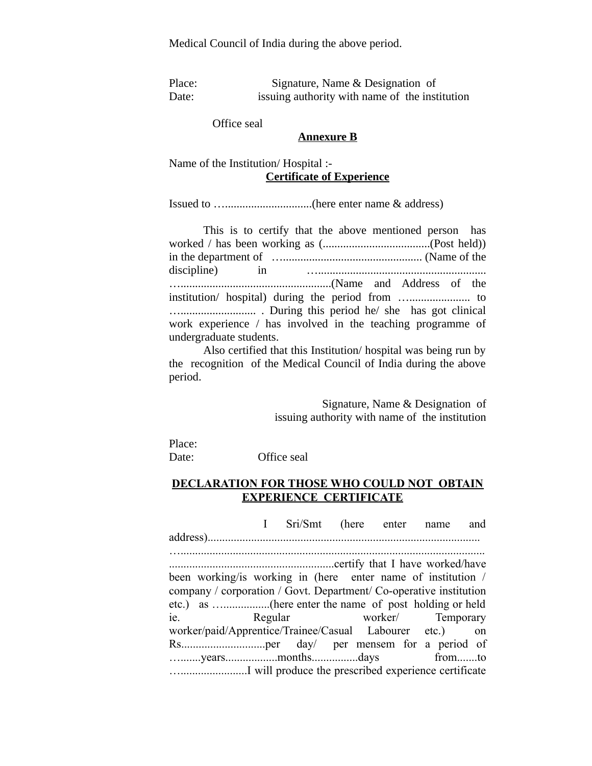Medical Council of India during the above period.

Place: Signature, Name & Designation of
Date: issuing authority with name of the institution

Office seal

**Annexure B**

Name of the Institution/ Hospital :-

**Certificate of Experience**

Issued to …..............................(here enter name & address)

This is to certify that the above mentioned person has worked / has been working as (.....................................(Post held)) in the department of …................................................ (Name of the discipline) in …......................................................... …...................................................(Name and Address of the institution/ hospital) during the period from ….................... to …......................... . During this period he/ she has got clinical work experience / has involved in the teaching programme of undergraduate students.

Also certified that this Institution/ hospital was being run by the recognition of the Medical Council of India during the above period.

Signature, Name & Designation of
issuing authority with name of the institution

Place:
Date: Office seal

**DECLARATION FOR THOSE WHO COULD NOT OBTAIN EXPERIENCE CERTIFICATE**

I Sri/Smt (here enter name and address)............................................................................................. …......................................................................................................... .........................................................certify that I have worked/have been working/is working in (here enter name of institution / company / corporation / Govt. Department/ Co-operative institution etc.) as ….................(here enter the name of post holding or held ie. Regular worker/ Temporary worker/paid/Apprentice/Trainee/Casual Labourer etc.) on Rs............................per day/ per mensem for a period of …......years.................months................days from.......to …......................I will produce the prescribed experience certificate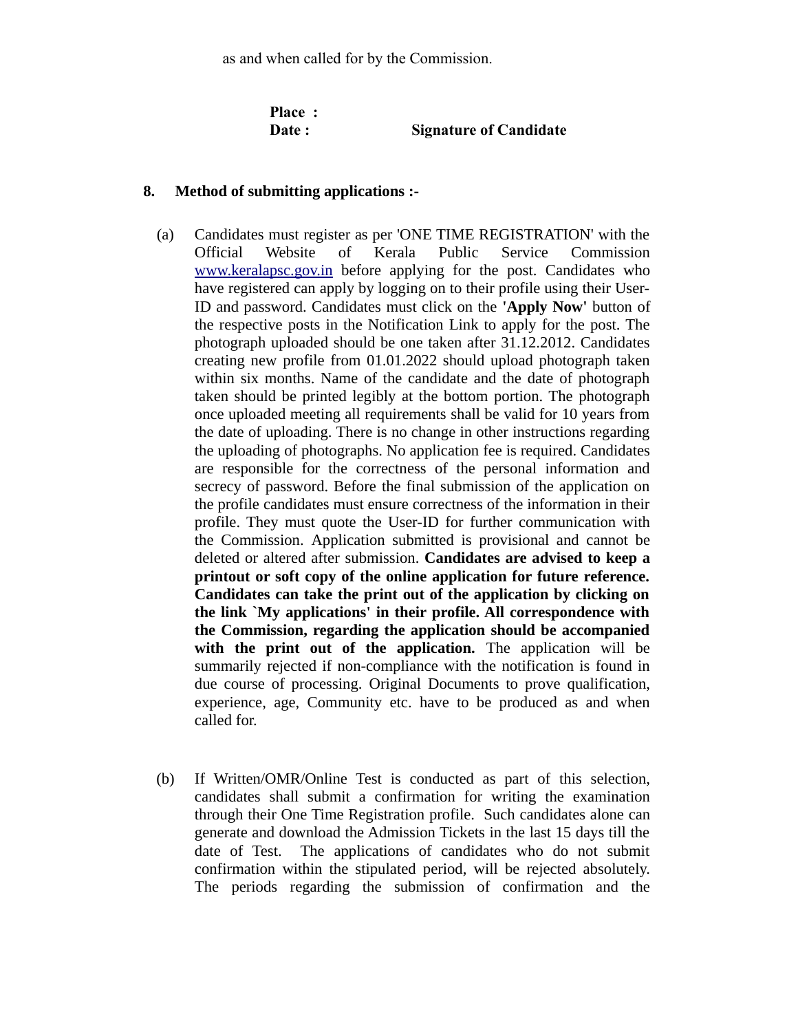as and when called for by the Commission.

**Place :**
**Date :** **Signature of Candidate**

**8. Method of submitting applications :-**

(a) Candidates must register as per 'ONE TIME REGISTRATION' with the Official Website of Kerala Public Service Commission [www.keralapsc.gov.in](http://www.keralapsc.gov.in) before applying for the post. Candidates who have registered can apply by logging on to their profile using their User-ID and password. Candidates must click on the **'Apply Now'** button of the respective posts in the Notification Link to apply for the post. The photograph uploaded should be one taken after 31.12.2012. Candidates creating new profile from 01.01.2022 should upload photograph taken within six months. Name of the candidate and the date of photograph taken should be printed legibly at the bottom portion. The photograph once uploaded meeting all requirements shall be valid for 10 years from the date of uploading. There is no change in other instructions regarding the uploading of photographs. No application fee is required. Candidates are responsible for the correctness of the personal information and secrecy of password. Before the final submission of the application on the profile candidates must ensure correctness of the information in their profile. They must quote the User-ID for further communication with the Commission. Application submitted is provisional and cannot be deleted or altered after submission. **Candidates are advised to keep a printout or soft copy of the online application for future reference. Candidates can take the print out of the application by clicking on the link `My applications' in their profile. All correspondence with the Commission, regarding the application should be accompanied with the print out of the application.** The application will be summarily rejected if non-compliance with the notification is found in due course of processing. Original Documents to prove qualification, experience, age, Community etc. have to be produced as and when called for.

(b) If Written/OMR/Online Test is conducted as part of this selection, candidates shall submit a confirmation for writing the examination through their One Time Registration profile. Such candidates alone can generate and download the Admission Tickets in the last 15 days till the date of Test. The applications of candidates who do not submit confirmation within the stipulated period, will be rejected absolutely. The periods regarding the submission of confirmation and the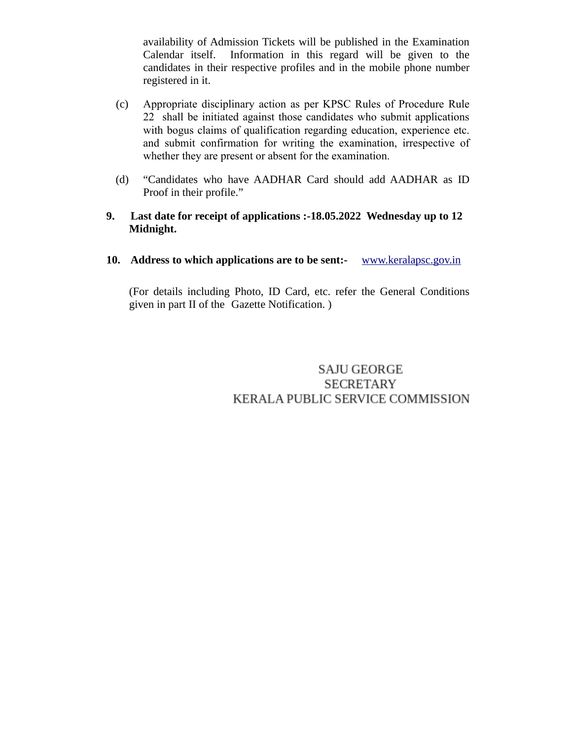availability of Admission Tickets will be published in the Examination Calendar itself. Information in this regard will be given to the candidates in their respective profiles and in the mobile phone number registered in it.

(c) Appropriate disciplinary action as per KPSC Rules of Procedure Rule 22 shall be initiated against those candidates who submit applications with bogus claims of qualification regarding education, experience etc. and submit confirmation for writing the examination, irrespective of whether they are present or absent for the examination.

(d) "Candidates who have AADHAR Card should add AADHAR as ID Proof in their profile."

**9. Last date for receipt of applications :-18.05.2022 Wednesday up to 12 Midnight.**

**10. Address to which applications are to be sent:-** www.keralapsc.gov.in

(For details including Photo, ID Card, etc. refer the General Conditions given in part II of the Gazette Notification. )

SAJU GEORGE
SECRETARY
KERALA PUBLIC SERVICE COMMISSION